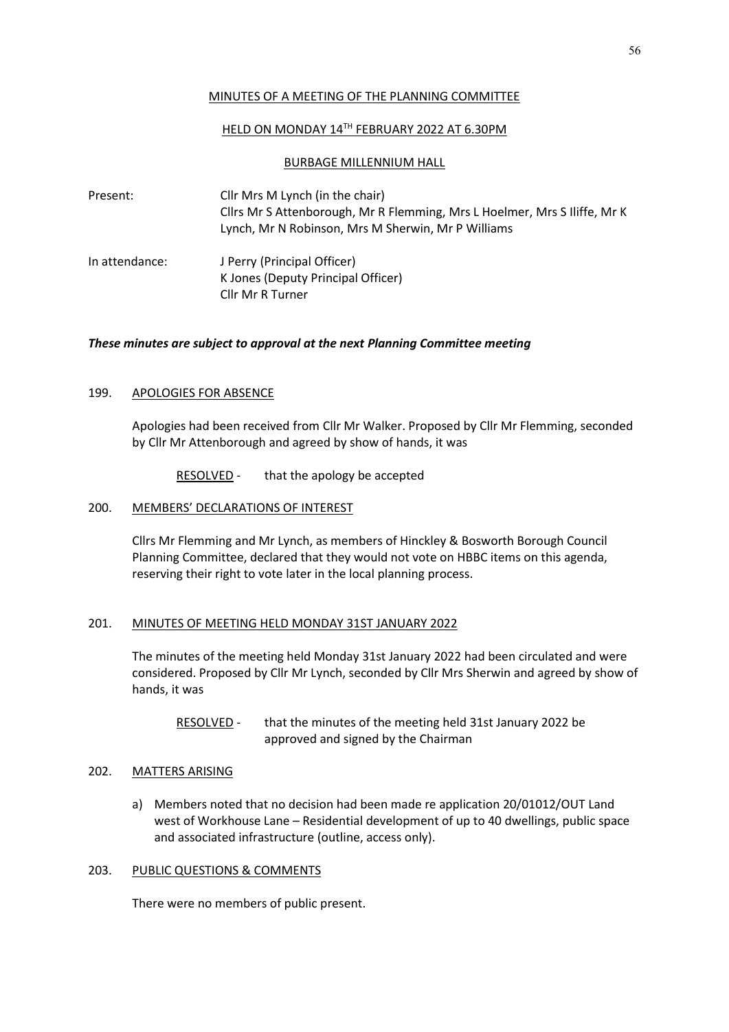# MINUTES OF A MEETING OF THE PLANNING COMMITTEE

## HELD ON MONDAY 14TH FEBRUARY 2022 AT 6.30PM

## BURBAGE MILLENNIUM HALL

| | |
|---|---|
| Present: | Cllr Mrs M Lynch (in the chair)<br>Cllrs Mr S Attenborough, Mr R Flemming, Mrs L Hoelmer, Mrs S Iliffe, Mr K Lynch, Mr N Robinson, Mrs M Sherwin, Mr P Williams |
| In attendance: | J Perry (Principal Officer)<br>K Jones (Deputy Principal Officer)<br>Cllr Mr R Turner |

***These minutes are subject to approval at the next Planning Committee meeting***

### 199. APOLOGIES FOR ABSENCE

Apologies had been received from Cllr Mr Walker. Proposed by Cllr Mr Flemming, seconded by Cllr Mr Attenborough and agreed by show of hands, it was

RESOLVED - that the apology be accepted

### 200. MEMBERS' DECLARATIONS OF INTEREST

Cllrs Mr Flemming and Mr Lynch, as members of Hinckley & Bosworth Borough Council Planning Committee, declared that they would not vote on HBBC items on this agenda, reserving their right to vote later in the local planning process.

### 201. MINUTES OF MEETING HELD MONDAY 31ST JANUARY 2022

The minutes of the meeting held Monday 31st January 2022 had been circulated and were considered. Proposed by Cllr Mr Lynch, seconded by Cllr Mrs Sherwin and agreed by show of hands, it was

RESOLVED - that the minutes of the meeting held 31st January 2022 be approved and signed by the Chairman

### 202. MATTERS ARISING

a) Members noted that no decision had been made re application 20/01012/OUT Land west of Workhouse Lane – Residential development of up to 40 dwellings, public space and associated infrastructure (outline, access only).

### 203. PUBLIC QUESTIONS & COMMENTS

There were no members of public present.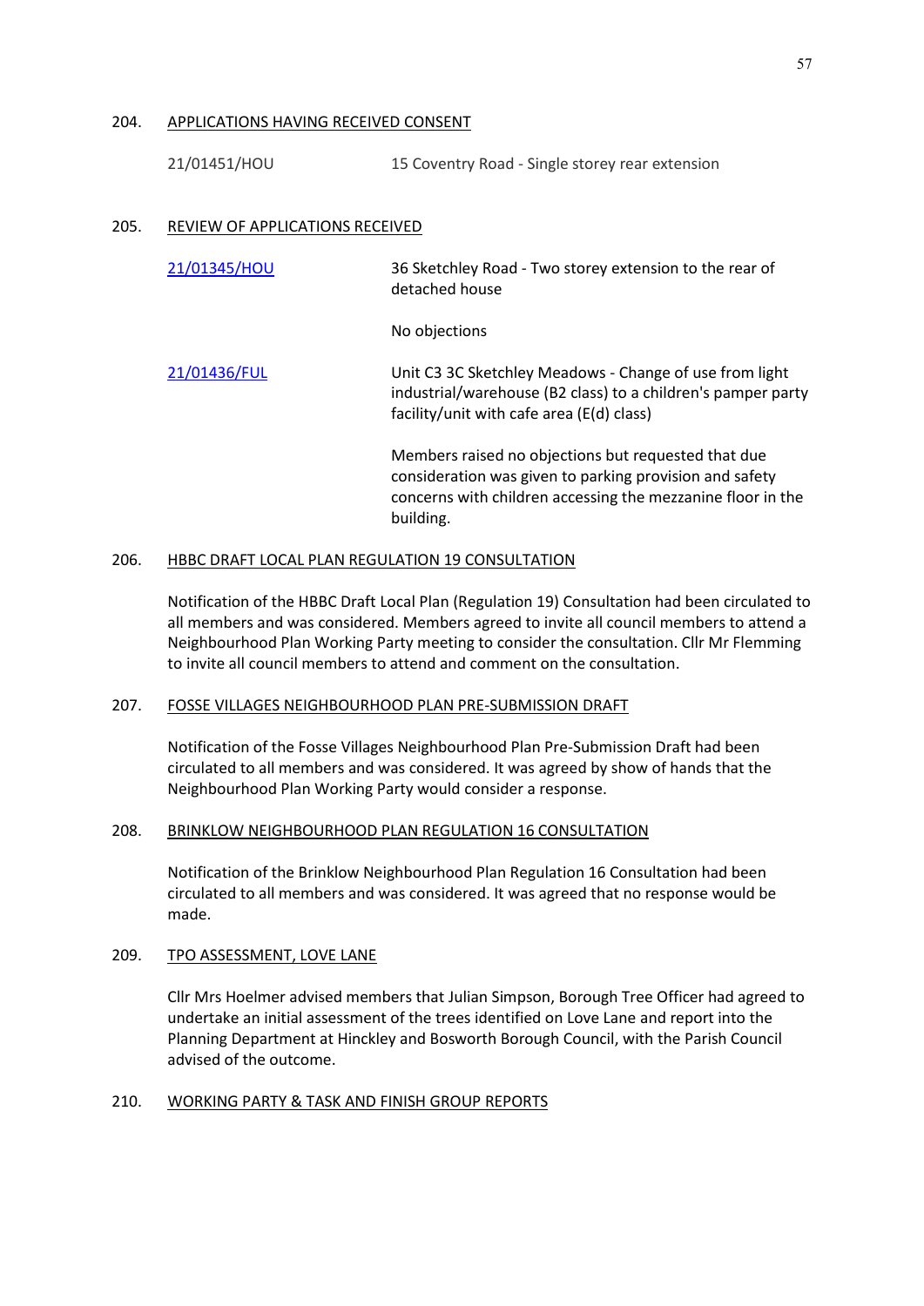## 204. APPLICATIONS HAVING RECEIVED CONSENT

| | |
|---|---|
| 21/01451/HOU | 15 Coventry Road - Single storey rear extension |

## 205. REVIEW OF APPLICATIONS RECEIVED

| | |
|---|---|
| 21/01345/HOU | 36 Sketchley Road - Two storey extension to the rear of detached house<br><br>No objections |
| 21/01436/FUL | Unit C3 3C Sketchley Meadows - Change of use from light industrial/warehouse (B2 class) to a children's pamper party facility/unit with cafe area (E(d) class)<br><br>Members raised no objections but requested that due consideration was given to parking provision and safety concerns with children accessing the mezzanine floor in the building. |

## 206. HBBC DRAFT LOCAL PLAN REGULATION 19 CONSULTATION

Notification of the HBBC Draft Local Plan (Regulation 19) Consultation had been circulated to all members and was considered. Members agreed to invite all council members to attend a Neighbourhood Plan Working Party meeting to consider the consultation. Cllr Mr Flemming to invite all council members to attend and comment on the consultation.

## 207. FOSSE VILLAGES NEIGHBOURHOOD PLAN PRE-SUBMISSION DRAFT

Notification of the Fosse Villages Neighbourhood Plan Pre-Submission Draft had been circulated to all members and was considered. It was agreed by show of hands that the Neighbourhood Plan Working Party would consider a response.

## 208. BRINKLOW NEIGHBOURHOOD PLAN REGULATION 16 CONSULTATION

Notification of the Brinklow Neighbourhood Plan Regulation 16 Consultation had been circulated to all members and was considered. It was agreed that no response would be made.

## 209. TPO ASSESSMENT, LOVE LANE

Cllr Mrs Hoelmer advised members that Julian Simpson, Borough Tree Officer had agreed to undertake an initial assessment of the trees identified on Love Lane and report into the Planning Department at Hinckley and Bosworth Borough Council, with the Parish Council advised of the outcome.

## 210. WORKING PARTY & TASK AND FINISH GROUP REPORTS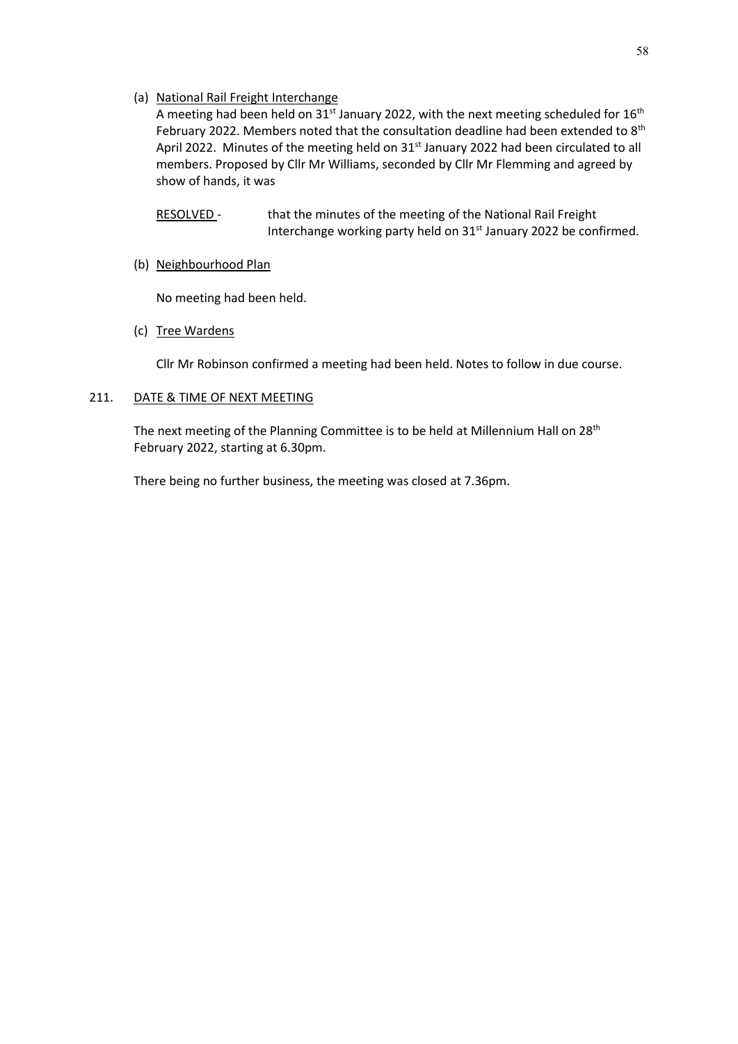(a) National Rail Freight Interchange

A meeting had been held on 31st January 2022, with the next meeting scheduled for 16th February 2022. Members noted that the consultation deadline had been extended to 8th April 2022. Minutes of the meeting held on 31st January 2022 had been circulated to all members. Proposed by Cllr Mr Williams, seconded by Cllr Mr Flemming and agreed by show of hands, it was

RESOLVED - that the minutes of the meeting of the National Rail Freight Interchange working party held on 31st January 2022 be confirmed.

(b) Neighbourhood Plan

No meeting had been held.

(c) Tree Wardens

Cllr Mr Robinson confirmed a meeting had been held. Notes to follow in due course.

211. DATE & TIME OF NEXT MEETING

The next meeting of the Planning Committee is to be held at Millennium Hall on 28th February 2022, starting at 6.30pm.

There being no further business, the meeting was closed at 7.36pm.